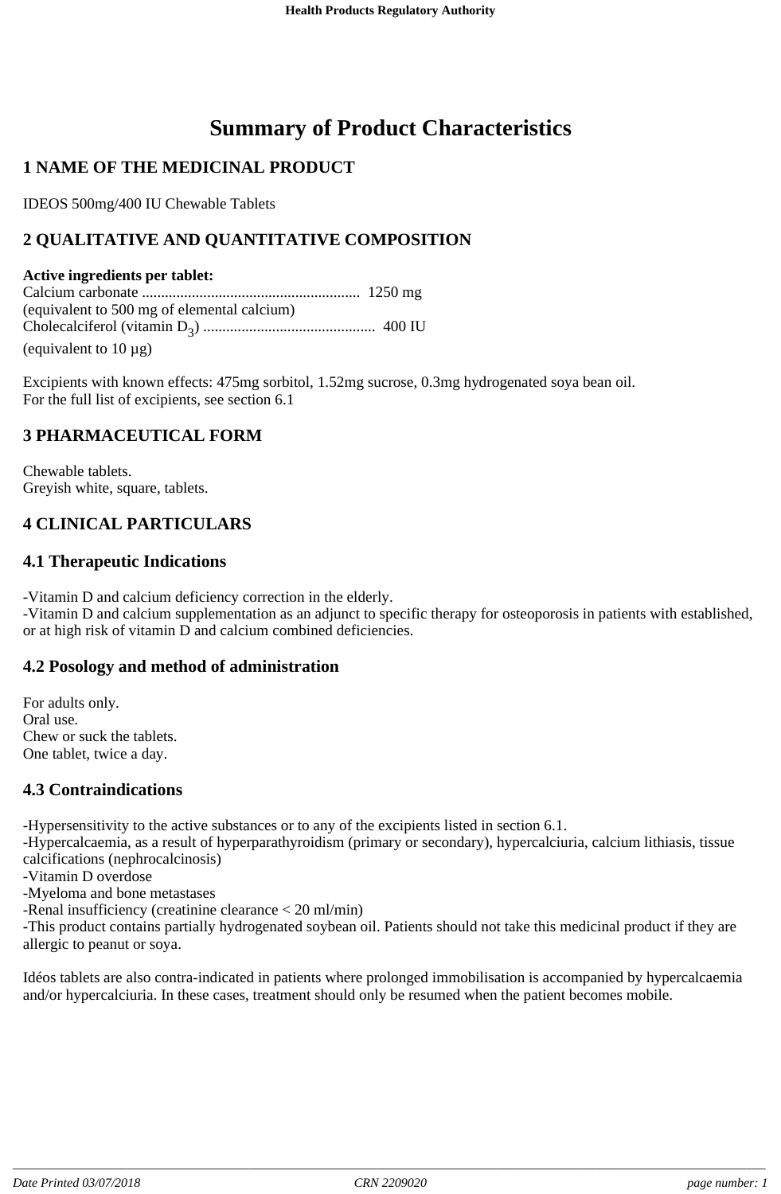# Summary of Product Characteristics

## 1 NAME OF THE MEDICINAL PRODUCT

IDEOS 500mg/400 IU Chewable Tablets

## 2 QUALITATIVE AND QUANTITATIVE COMPOSITION

**Active ingredients per tablet:**
Calcium carbonate ........................................................ 1250 mg
(equivalent to 500 mg of elemental calcium)
Cholecalciferol (vitamin $D_3$) ............................................ 400 IU
(equivalent to 10 µg)

Excipients with known effects: 475mg sorbitol, 1.52mg sucrose, 0.3mg hydrogenated soya bean oil.
For the full list of excipients, see section 6.1

## 3 PHARMACEUTICAL FORM

Chewable tablets.
Greyish white, square, tablets.

## 4 CLINICAL PARTICULARS

### 4.1 Therapeutic Indications

-Vitamin D and calcium deficiency correction in the elderly.
-Vitamin D and calcium supplementation as an adjunct to specific therapy for osteoporosis in patients with established, or at high risk of vitamin D and calcium combined deficiencies.

### 4.2 Posology and method of administration

For adults only.
Oral use.
Chew or suck the tablets.
One tablet, twice a day.

### 4.3 Contraindications

-Hypersensitivity to the active substances or to any of the excipients listed in section 6.1.
-Hypercalcaemia, as a result of hyperparathyroidism (primary or secondary), hypercalciuria, calcium lithiasis, tissue calcifications (nephrocalcinosis)
-Vitamin D overdose
-Myeloma and bone metastases
-Renal insufficiency (creatinine clearance < 20 ml/min)
-This product contains partially hydrogenated soybean oil. Patients should not take this medicinal product if they are allergic to peanut or soya.

Idéos tablets are also contra-indicated in patients where prolonged immobilisation is accompanied by hypercalcaemia and/or hypercalciuria. In these cases, treatment should only be resumed when the patient becomes mobile.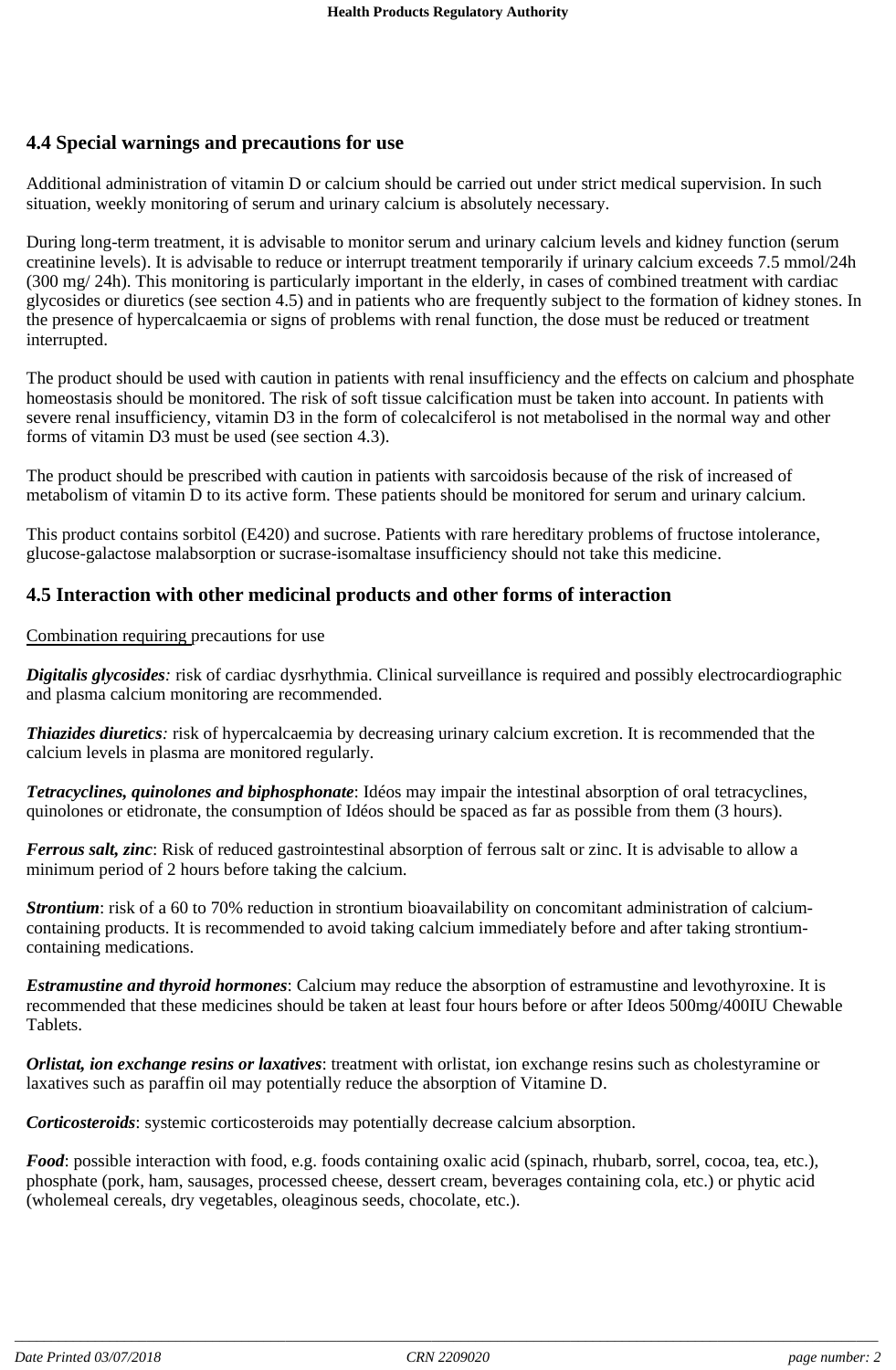## 4.4 Special warnings and precautions for use

Additional administration of vitamin D or calcium should be carried out under strict medical supervision. In such situation, weekly monitoring of serum and urinary calcium is absolutely necessary.

During long-term treatment, it is advisable to monitor serum and urinary calcium levels and kidney function (serum creatinine levels). It is advisable to reduce or interrupt treatment temporarily if urinary calcium exceeds 7.5 mmol/24h (300 mg/ 24h). This monitoring is particularly important in the elderly, in cases of combined treatment with cardiac glycosides or diuretics (see section 4.5) and in patients who are frequently subject to the formation of kidney stones. In the presence of hypercalcaemia or signs of problems with renal function, the dose must be reduced or treatment interrupted.

The product should be used with caution in patients with renal insufficiency and the effects on calcium and phosphate homeostasis should be monitored. The risk of soft tissue calcification must be taken into account. In patients with severe renal insufficiency, vitamin D3 in the form of colecalciferol is not metabolised in the normal way and other forms of vitamin D3 must be used (see section 4.3).

The product should be prescribed with caution in patients with sarcoidosis because of the risk of increased of metabolism of vitamin D to its active form. These patients should be monitored for serum and urinary calcium.

This product contains sorbitol (E420) and sucrose. Patients with rare hereditary problems of fructose intolerance, glucose-galactose malabsorption or sucrase-isomaltase insufficiency should not take this medicine.

## 4.5 Interaction with other medicinal products and other forms of interaction

Combination requiring precautions for use

***Digitalis glycosides****:* risk of cardiac dysrhythmia. Clinical surveillance is required and possibly electrocardiographic and plasma calcium monitoring are recommended.

***Thiazides diuretics****:* risk of hypercalcaemia by decreasing urinary calcium excretion. It is recommended that the calcium levels in plasma are monitored regularly.

***Tetracyclines, quinolones and biphosphonate***: Idéos may impair the intestinal absorption of oral tetracyclines, quinolones or etidronate, the consumption of Idéos should be spaced as far as possible from them (3 hours).

***Ferrous salt, zinc***: Risk of reduced gastrointestinal absorption of ferrous salt or zinc. It is advisable to allow a minimum period of 2 hours before taking the calcium.

***Strontium***: risk of a 60 to 70% reduction in strontium bioavailability on concomitant administration of calcium-containing products. It is recommended to avoid taking calcium immediately before and after taking strontium-containing medications.

***Estramustine and thyroid hormones***: Calcium may reduce the absorption of estramustine and levothyroxine. It is recommended that these medicines should be taken at least four hours before or after Ideos 500mg/400IU Chewable Tablets.

***Orlistat, ion exchange resins or laxatives***: treatment with orlistat, ion exchange resins such as cholestyramine or laxatives such as paraffin oil may potentially reduce the absorption of Vitamine D.

***Corticosteroids***: systemic corticosteroids may potentially decrease calcium absorption.

***Food***: possible interaction with food, e.g. foods containing oxalic acid (spinach, rhubarb, sorrel, cocoa, tea, etc.), phosphate (pork, ham, sausages, processed cheese, dessert cream, beverages containing cola, etc.) or phytic acid (wholemeal cereals, dry vegetables, oleaginous seeds, chocolate, etc.).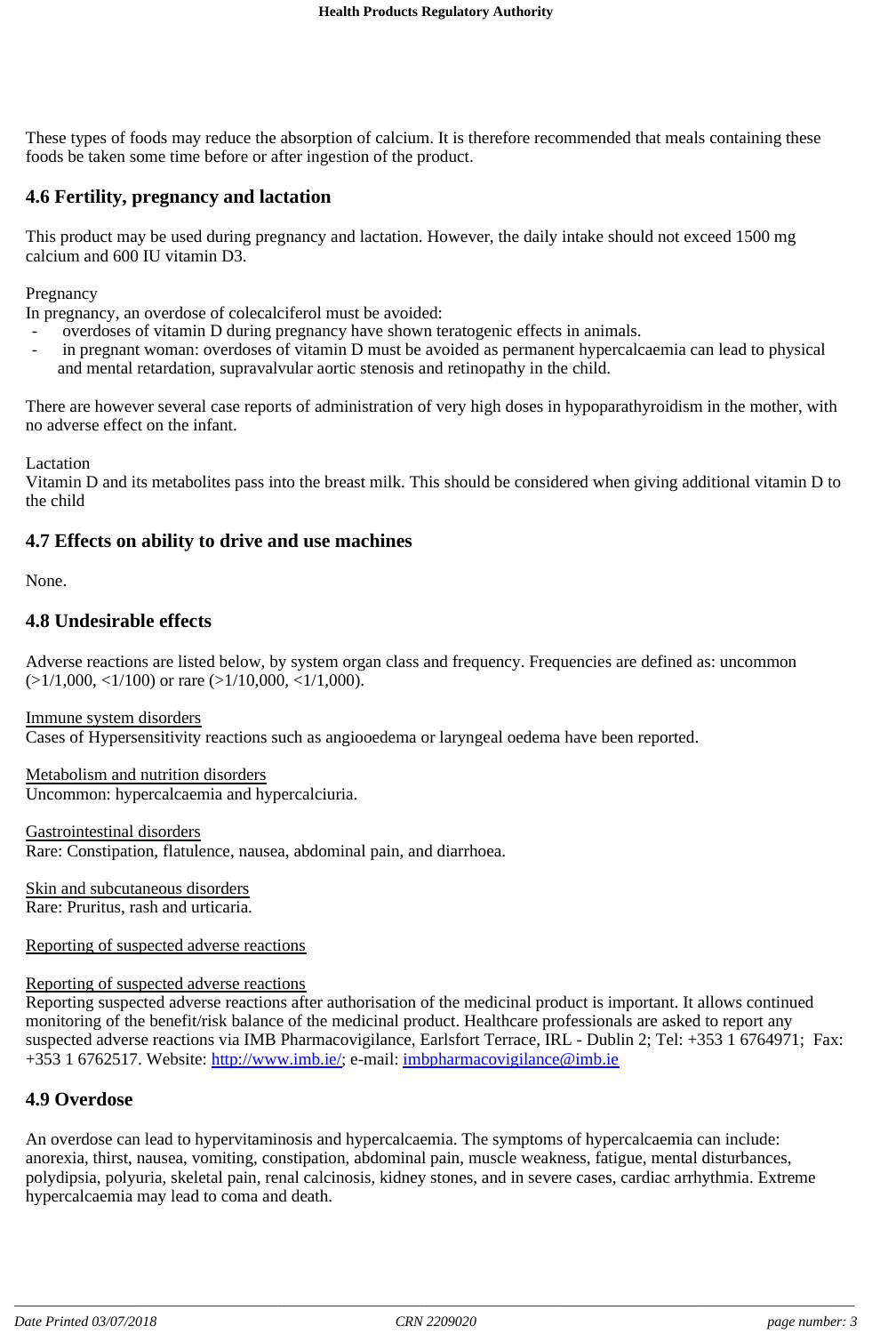These types of foods may reduce the absorption of calcium. It is therefore recommended that meals containing these foods be taken some time before or after ingestion of the product.

## 4.6 Fertility, pregnancy and lactation

This product may be used during pregnancy and lactation. However, the daily intake should not exceed 1500 mg calcium and 600 IU vitamin D3.

Pregnancy
In pregnancy, an overdose of colecalciferol must be avoided:

- overdoses of vitamin D during pregnancy have shown teratogenic effects in animals.
- in pregnant woman: overdoses of vitamin D must be avoided as permanent hypercalcaemia can lead to physical and mental retardation, supravalvular aortic stenosis and retinopathy in the child.

There are however several case reports of administration of very high doses in hypoparathyroidism in the mother, with no adverse effect on the infant.

Lactation
Vitamin D and its metabolites pass into the breast milk. This should be considered when giving additional vitamin D to the child

## 4.7 Effects on ability to drive and use machines

None.

## 4.8 Undesirable effects

Adverse reactions are listed below, by system organ class and frequency. Frequencies are defined as: uncommon (>1/1,000, <1/100) or rare (>1/10,000, <1/1,000).

Immune system disorders
Cases of Hypersensitivity reactions such as angiooedema or laryngeal oedema have been reported.

Metabolism and nutrition disorders
Uncommon: hypercalcaemia and hypercalciuria.

Gastrointestinal disorders
Rare: Constipation, flatulence, nausea, abdominal pain, and diarrhoea.

Skin and subcutaneous disorders
Rare: Pruritus, rash and urticaria.

Reporting of suspected adverse reactions

Reporting of suspected adverse reactions
Reporting suspected adverse reactions after authorisation of the medicinal product is important. It allows continued monitoring of the benefit/risk balance of the medicinal product. Healthcare professionals are asked to report any suspected adverse reactions via IMB Pharmacovigilance, Earlsfort Terrace, IRL - Dublin 2; Tel: +353 1 6764971; Fax: +353 1 6762517. Website: http://www.imb.ie/; e-mail: imbpharmacovigilance@imb.ie

## 4.9 Overdose

An overdose can lead to hypervitaminosis and hypercalcaemia. The symptoms of hypercalcaemia can include: anorexia, thirst, nausea, vomiting, constipation, abdominal pain, muscle weakness, fatigue, mental disturbances, polydipsia, polyuria, skeletal pain, renal calcinosis, kidney stones, and in severe cases, cardiac arrhythmia. Extreme hypercalcaemia may lead to coma and death.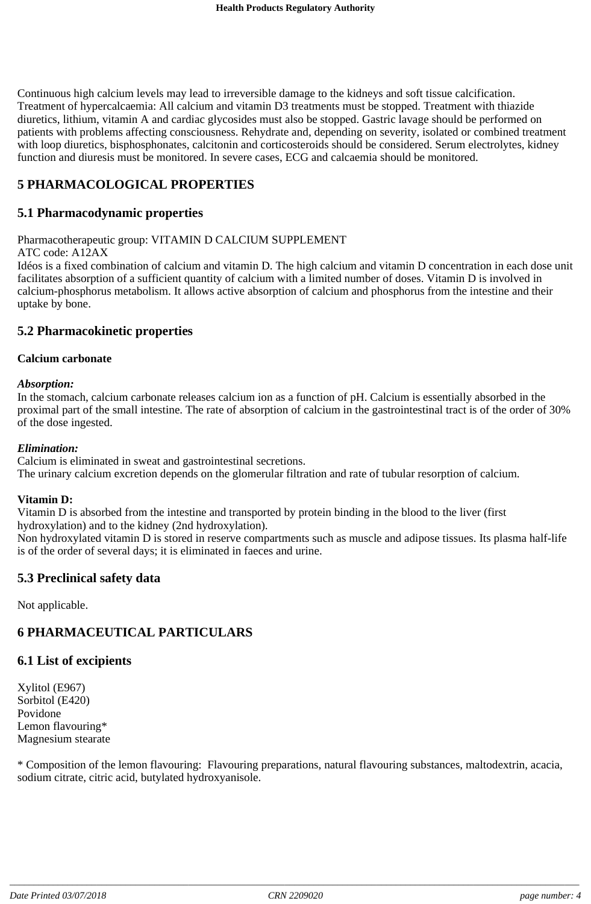Continuous high calcium levels may lead to irreversible damage to the kidneys and soft tissue calcification.
Treatment of hypercalcaemia: All calcium and vitamin D3 treatments must be stopped. Treatment with thiazide diuretics, lithium, vitamin A and cardiac glycosides must also be stopped. Gastric lavage should be performed on patients with problems affecting consciousness. Rehydrate and, depending on severity, isolated or combined treatment with loop diuretics, bisphosphonates, calcitonin and corticosteroids should be considered. Serum electrolytes, kidney function and diuresis must be monitored. In severe cases, ECG and calcaemia should be monitored.

# 5 PHARMACOLOGICAL PROPERTIES

## 5.1 Pharmacodynamic properties

Pharmacotherapeutic group: VITAMIN D CALCIUM SUPPLEMENT
ATC code: A12AX
Idéos is a fixed combination of calcium and vitamin D. The high calcium and vitamin D concentration in each dose unit facilitates absorption of a sufficient quantity of calcium with a limited number of doses. Vitamin D is involved in calcium-phosphorus metabolism. It allows active absorption of calcium and phosphorus from the intestine and their uptake by bone.

## 5.2 Pharmacokinetic properties

**Calcium carbonate**

***Absorption:***
In the stomach, calcium carbonate releases calcium ion as a function of pH. Calcium is essentially absorbed in the proximal part of the small intestine. The rate of absorption of calcium in the gastrointestinal tract is of the order of 30% of the dose ingested.

***Elimination:***
Calcium is eliminated in sweat and gastrointestinal secretions.
The urinary calcium excretion depends on the glomerular filtration and rate of tubular resorption of calcium.

**Vitamin D:**
Vitamin D is absorbed from the intestine and transported by protein binding in the blood to the liver (first hydroxylation) and to the kidney (2nd hydroxylation).
Non hydroxylated vitamin D is stored in reserve compartments such as muscle and adipose tissues. Its plasma half-life is of the order of several days; it is eliminated in faeces and urine.

## 5.3 Preclinical safety data

Not applicable.

# 6 PHARMACEUTICAL PARTICULARS

## 6.1 List of excipients

Xylitol (E967)
Sorbitol (E420)
Povidone
Lemon flavouring*
Magnesium stearate

* Composition of the lemon flavouring: Flavouring preparations, natural flavouring substances, maltodextrin, acacia, sodium citrate, citric acid, butylated hydroxyanisole.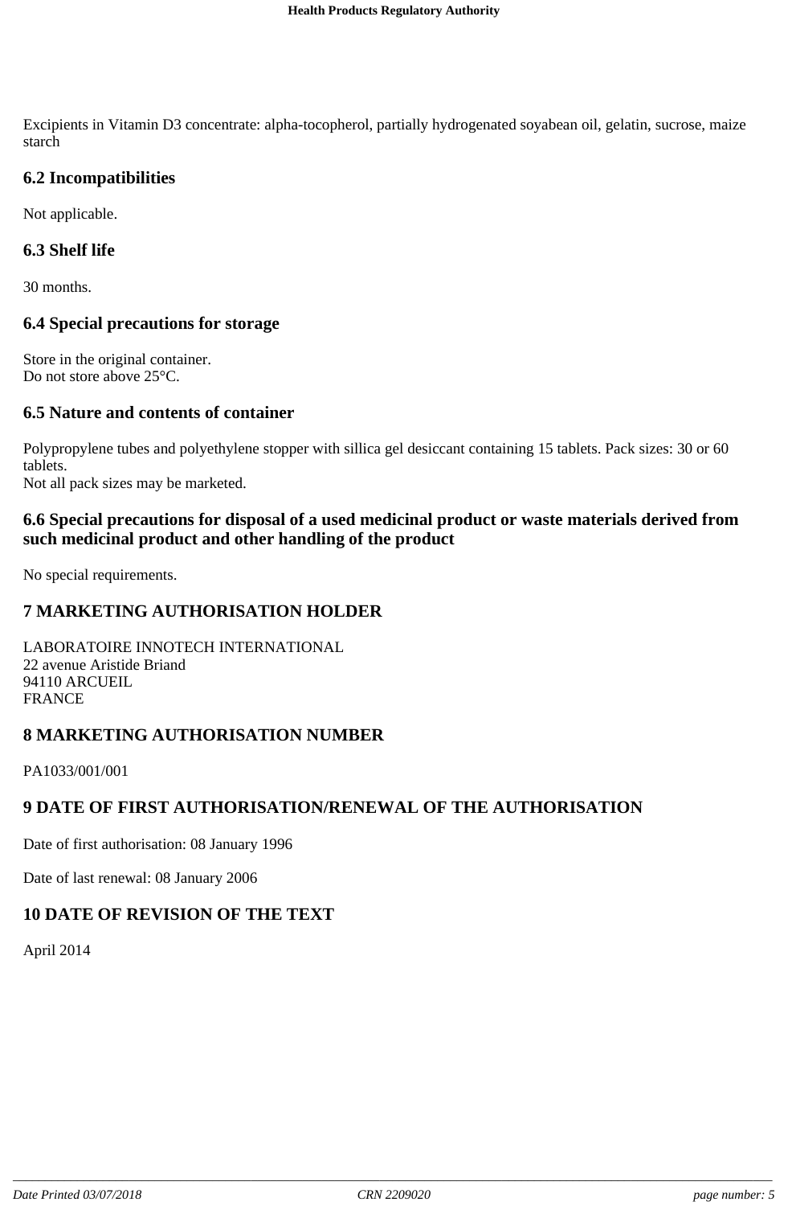Excipients in Vitamin D3 concentrate: alpha-tocopherol, partially hydrogenated soyabean oil, gelatin, sucrose, maize starch

### 6.2 Incompatibilities

Not applicable.

### 6.3 Shelf life

30 months.

### 6.4 Special precautions for storage

Store in the original container.
Do not store above 25°C.

### 6.5 Nature and contents of container

Polypropylene tubes and polyethylene stopper with sillica gel desiccant containing 15 tablets. Pack sizes: 30 or 60 tablets.
Not all pack sizes may be marketed.

### 6.6 Special precautions for disposal of a used medicinal product or waste materials derived from such medicinal product and other handling of the product

No special requirements.

## 7 MARKETING AUTHORISATION HOLDER

LABORATOIRE INNOTECH INTERNATIONAL
22 avenue Aristide Briand
94110 ARCUEIL
FRANCE

## 8 MARKETING AUTHORISATION NUMBER

PA1033/001/001

## 9 DATE OF FIRST AUTHORISATION/RENEWAL OF THE AUTHORISATION

Date of first authorisation: 08 January 1996

Date of last renewal: 08 January 2006

## 10 DATE OF REVISION OF THE TEXT

April 2014